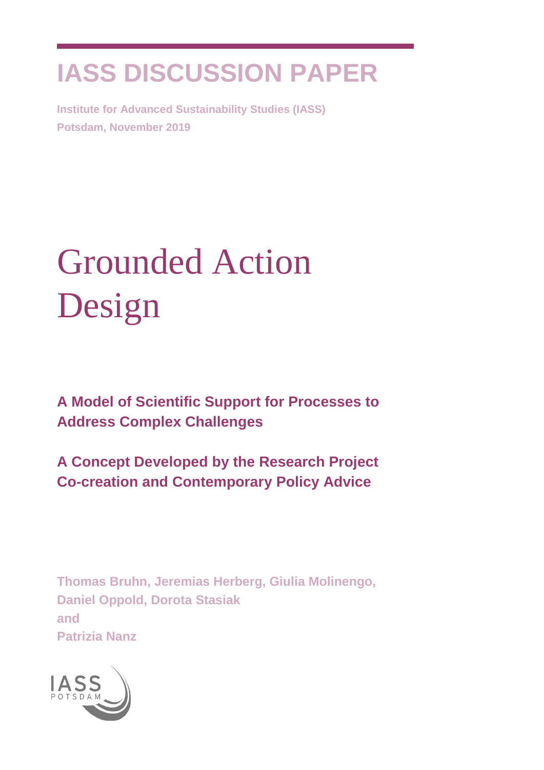IASS DISCUSSION PAPER

**Institute for Advanced Sustainability Studies (IASS)**
**Potsdam, November 2019**

# Grounded Action Design

## A Model of Scientific Support for Processes to Address Complex Challenges

## A Concept Developed by the Research Project Co-creation and Contemporary Policy Advice

**Thomas Bruhn, Jeremias Herberg, Giulia Molinengo, Daniel Oppold, Dorota Stasiak and Patrizia Nanz**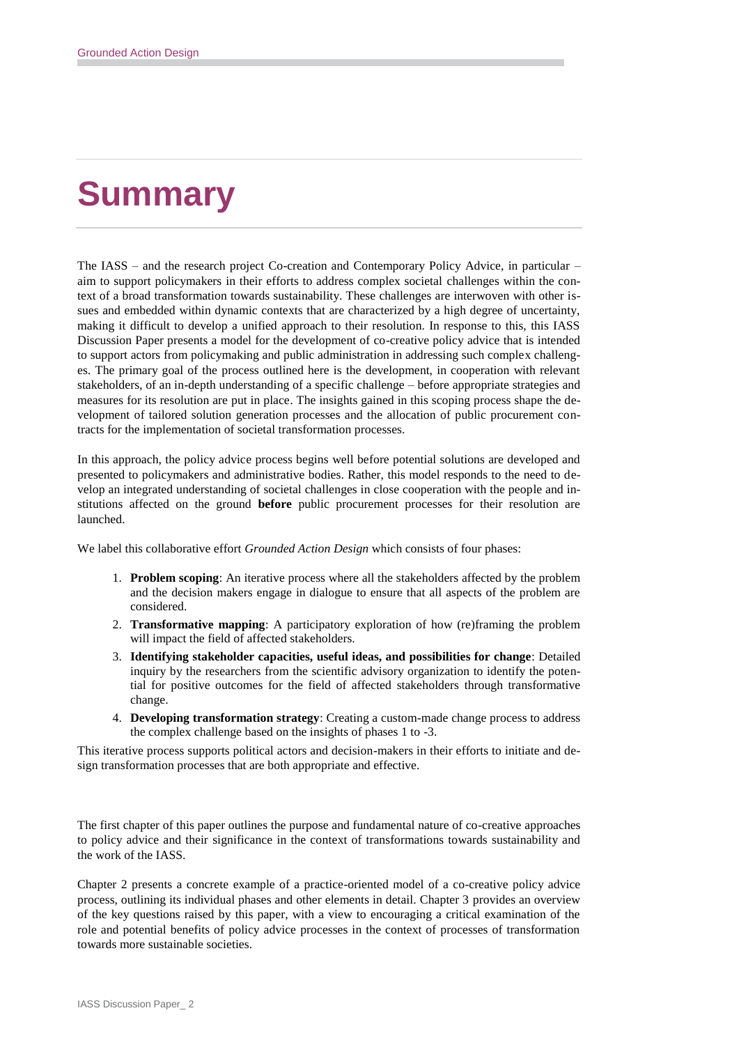# Summary

The IASS – and the research project Co-creation and Contemporary Policy Advice, in particular – aim to support policymakers in their efforts to address complex societal challenges within the context of a broad transformation towards sustainability. These challenges are interwoven with other issues and embedded within dynamic contexts that are characterized by a high degree of uncertainty, making it difficult to develop a unified approach to their resolution. In response to this, this IASS Discussion Paper presents a model for the development of co-creative policy advice that is intended to support actors from policymaking and public administration in addressing such complex challenges. The primary goal of the process outlined here is the development, in cooperation with relevant stakeholders, of an in-depth understanding of a specific challenge – before appropriate strategies and measures for its resolution are put in place. The insights gained in this scoping process shape the development of tailored solution generation processes and the allocation of public procurement contracts for the implementation of societal transformation processes.

In this approach, the policy advice process begins well before potential solutions are developed and presented to policymakers and administrative bodies. Rather, this model responds to the need to develop an integrated understanding of societal challenges in close cooperation with the people and institutions affected on the ground **before** public procurement processes for their resolution are launched.

We label this collaborative effort *Grounded Action Design* which consists of four phases:

1. **Problem scoping**: An iterative process where all the stakeholders affected by the problem and the decision makers engage in dialogue to ensure that all aspects of the problem are considered.
2. **Transformative mapping**: A participatory exploration of how (re)framing the problem will impact the field of affected stakeholders.
3. **Identifying stakeholder capacities, useful ideas, and possibilities for change**: Detailed inquiry by the researchers from the scientific advisory organization to identify the potential for positive outcomes for the field of affected stakeholders through transformative change.
4. **Developing transformation strategy**: Creating a custom-made change process to address the complex challenge based on the insights of phases 1 to -3.

This iterative process supports political actors and decision-makers in their efforts to initiate and design transformation processes that are both appropriate and effective.

The first chapter of this paper outlines the purpose and fundamental nature of co-creative approaches to policy advice and their significance in the context of transformations towards sustainability and the work of the IASS.

Chapter 2 presents a concrete example of a practice-oriented model of a co-creative policy advice process, outlining its individual phases and other elements in detail. Chapter 3 provides an overview of the key questions raised by this paper, with a view to encouraging a critical examination of the role and potential benefits of policy advice processes in the context of processes of transformation towards more sustainable societies.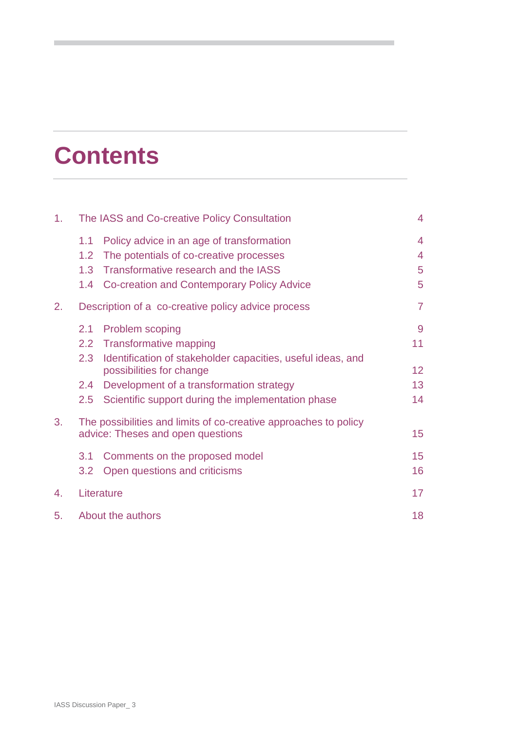# Contents

1. The IASS and Co-creative Policy Consultation 4
   - 1.1 Policy advice in an age of transformation 4
   - 1.2 The potentials of co-creative processes 4
   - 1.3 Transformative research and the IASS 5
   - 1.4 Co-creation and Contemporary Policy Advice 5
2. Description of a co-creative policy advice process 7
   - 2.1 Problem scoping 9
   - 2.2 Transformative mapping 11
   - 2.3 Identification of stakeholder capacities, useful ideas, and possibilities for change 12
   - 2.4 Development of a transformation strategy 13
   - 2.5 Scientific support during the implementation phase 14
3. The possibilities and limits of co-creative approaches to policy advice: Theses and open questions 15
   - 3.1 Comments on the proposed model 15
   - 3.2 Open questions and criticisms 16
4. Literature 17
5. About the authors 18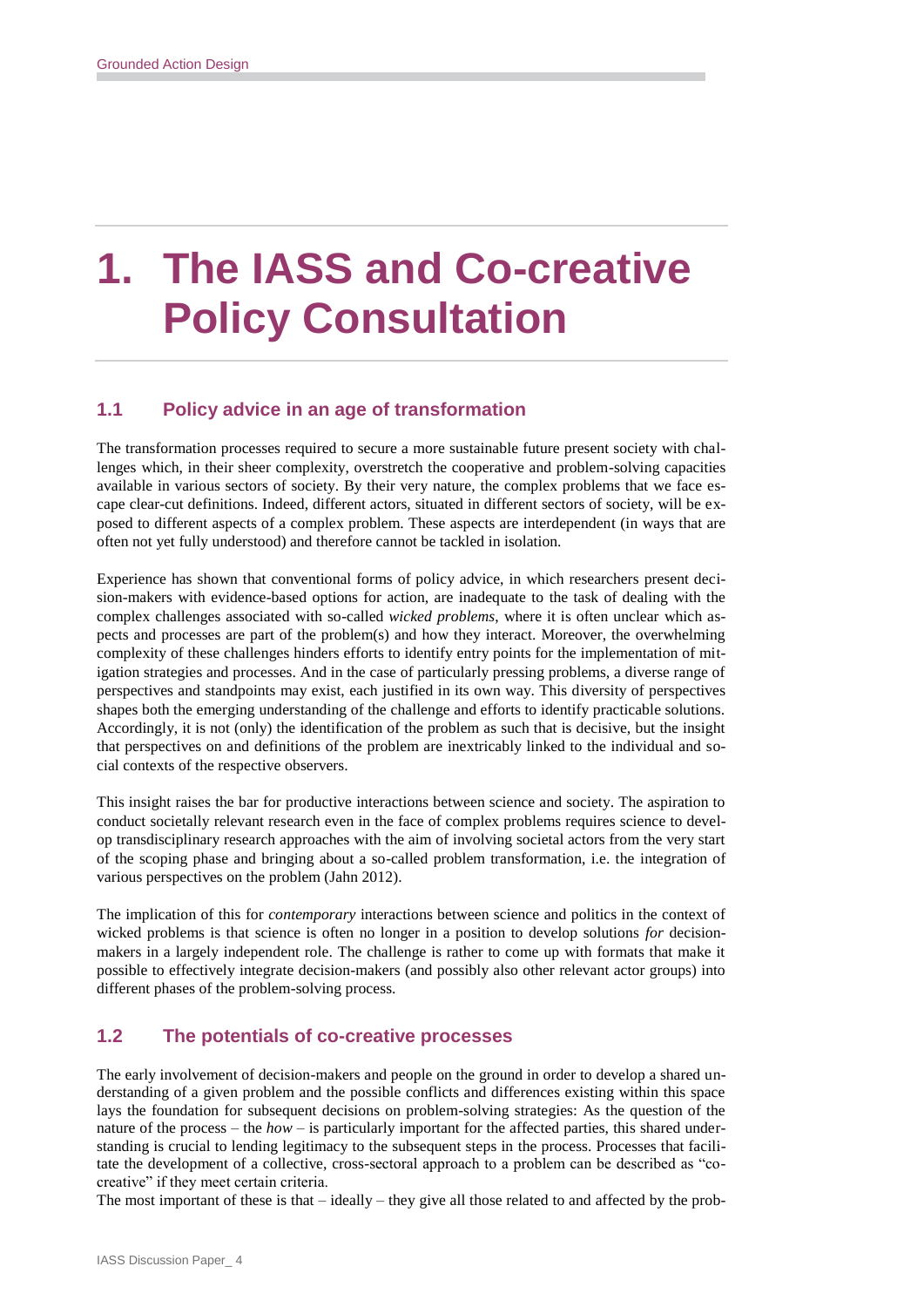# 1. The IASS and Co-creative Policy Consultation

## 1.1 Policy advice in an age of transformation

The transformation processes required to secure a more sustainable future present society with challenges which, in their sheer complexity, overstretch the cooperative and problem-solving capacities available in various sectors of society. By their very nature, the complex problems that we face escape clear-cut definitions. Indeed, different actors, situated in different sectors of society, will be exposed to different aspects of a complex problem. These aspects are interdependent (in ways that are often not yet fully understood) and therefore cannot be tackled in isolation.

Experience has shown that conventional forms of policy advice, in which researchers present decision-makers with evidence-based options for action, are inadequate to the task of dealing with the complex challenges associated with so-called *wicked problems*, where it is often unclear which aspects and processes are part of the problem(s) and how they interact. Moreover, the overwhelming complexity of these challenges hinders efforts to identify entry points for the implementation of mitigation strategies and processes. And in the case of particularly pressing problems, a diverse range of perspectives and standpoints may exist, each justified in its own way. This diversity of perspectives shapes both the emerging understanding of the challenge and efforts to identify practicable solutions. Accordingly, it is not (only) the identification of the problem as such that is decisive, but the insight that perspectives on and definitions of the problem are inextricably linked to the individual and social contexts of the respective observers.

This insight raises the bar for productive interactions between science and society. The aspiration to conduct societally relevant research even in the face of complex problems requires science to develop transdisciplinary research approaches with the aim of involving societal actors from the very start of the scoping phase and bringing about a so-called problem transformation, i.e. the integration of various perspectives on the problem (Jahn 2012).

The implication of this for *contemporary* interactions between science and politics in the context of wicked problems is that science is often no longer in a position to develop solutions *for* decision-makers in a largely independent role. The challenge is rather to come up with formats that make it possible to effectively integrate decision-makers (and possibly also other relevant actor groups) into different phases of the problem-solving process.

## 1.2 The potentials of co-creative processes

The early involvement of decision-makers and people on the ground in order to develop a shared understanding of a given problem and the possible conflicts and differences existing within this space lays the foundation for subsequent decisions on problem-solving strategies: As the question of the nature of the process – the *how* – is particularly important for the affected parties, this shared understanding is crucial to lending legitimacy to the subsequent steps in the process. Processes that facilitate the development of a collective, cross-sectoral approach to a problem can be described as "co-creative" if they meet certain criteria.

The most important of these is that – ideally – they give all those related to and affected by the prob-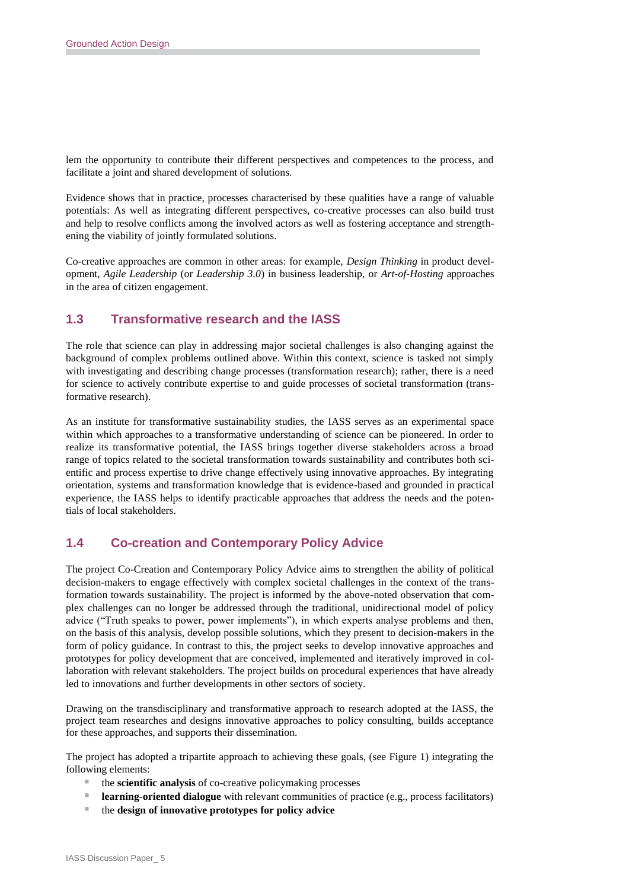lem the opportunity to contribute their different perspectives and competences to the process, and facilitate a joint and shared development of solutions.

Evidence shows that in practice, processes characterised by these qualities have a range of valuable potentials: As well as integrating different perspectives, co-creative processes can also build trust and help to resolve conflicts among the involved actors as well as fostering acceptance and strengthening the viability of jointly formulated solutions.

Co-creative approaches are common in other areas: for example, *Design Thinking* in product development, *Agile Leadership* (or *Leadership 3.0*) in business leadership, or *Art-of-Hosting* approaches in the area of citizen engagement.

## 1.3 Transformative research and the IASS

The role that science can play in addressing major societal challenges is also changing against the background of complex problems outlined above. Within this context, science is tasked not simply with investigating and describing change processes (transformation research); rather, there is a need for science to actively contribute expertise to and guide processes of societal transformation (transformative research).

As an institute for transformative sustainability studies, the IASS serves as an experimental space within which approaches to a transformative understanding of science can be pioneered. In order to realize its transformative potential, the IASS brings together diverse stakeholders across a broad range of topics related to the societal transformation towards sustainability and contributes both scientific and process expertise to drive change effectively using innovative approaches. By integrating orientation, systems and transformation knowledge that is evidence-based and grounded in practical experience, the IASS helps to identify practicable approaches that address the needs and the potentials of local stakeholders.

## 1.4 Co-creation and Contemporary Policy Advice

The project Co-Creation and Contemporary Policy Advice aims to strengthen the ability of political decision-makers to engage effectively with complex societal challenges in the context of the transformation towards sustainability. The project is informed by the above-noted observation that complex challenges can no longer be addressed through the traditional, unidirectional model of policy advice ("Truth speaks to power, power implements"), in which experts analyse problems and then, on the basis of this analysis, develop possible solutions, which they present to decision-makers in the form of policy guidance. In contrast to this, the project seeks to develop innovative approaches and prototypes for policy development that are conceived, implemented and iteratively improved in collaboration with relevant stakeholders. The project builds on procedural experiences that have already led to innovations and further developments in other sectors of society.

Drawing on the transdisciplinary and transformative approach to research adopted at the IASS, the project team researches and designs innovative approaches to policy consulting, builds acceptance for these approaches, and supports their dissemination.

The project has adopted a tripartite approach to achieving these goals, (see Figure 1) integrating the following elements:

- the **scientific analysis** of co-creative policymaking processes
- **learning-oriented dialogue** with relevant communities of practice (e.g., process facilitators)
- the **design of innovative prototypes for policy advice**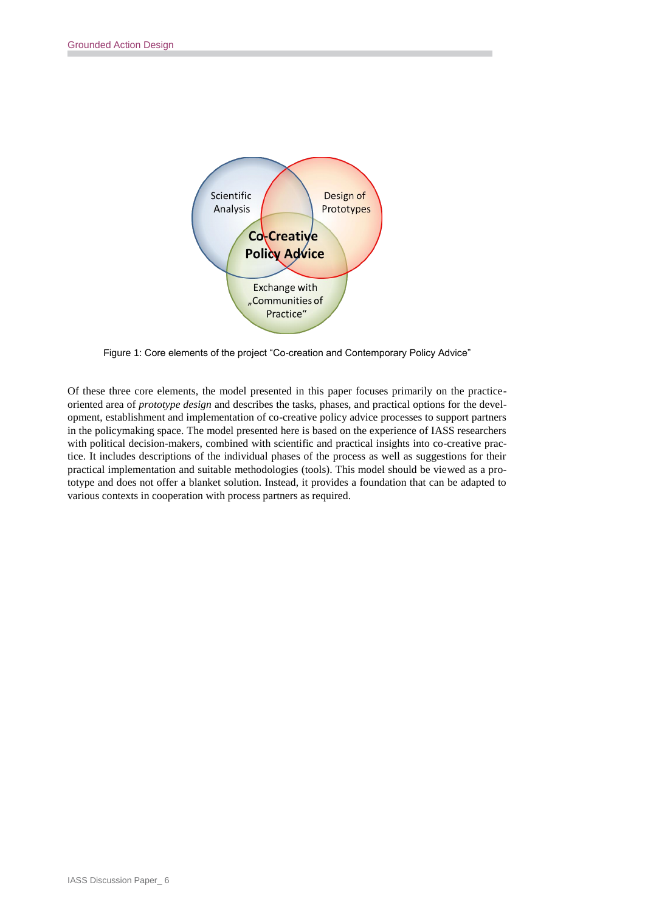Figure 1: Core elements of the project "Co-creation and Contemporary Policy Advice"

Of these three core elements, the model presented in this paper focuses primarily on the practice-oriented area of *prototype design* and describes the tasks, phases, and practical options for the development, establishment and implementation of co-creative policy advice processes to support partners in the policymaking space. The model presented here is based on the experience of IASS researchers with political decision-makers, combined with scientific and practical insights into co-creative practice. It includes descriptions of the individual phases of the process as well as suggestions for their practical implementation and suitable methodologies (tools). This model should be viewed as a prototype and does not offer a blanket solution. Instead, it provides a foundation that can be adapted to various contexts in cooperation with process partners as required.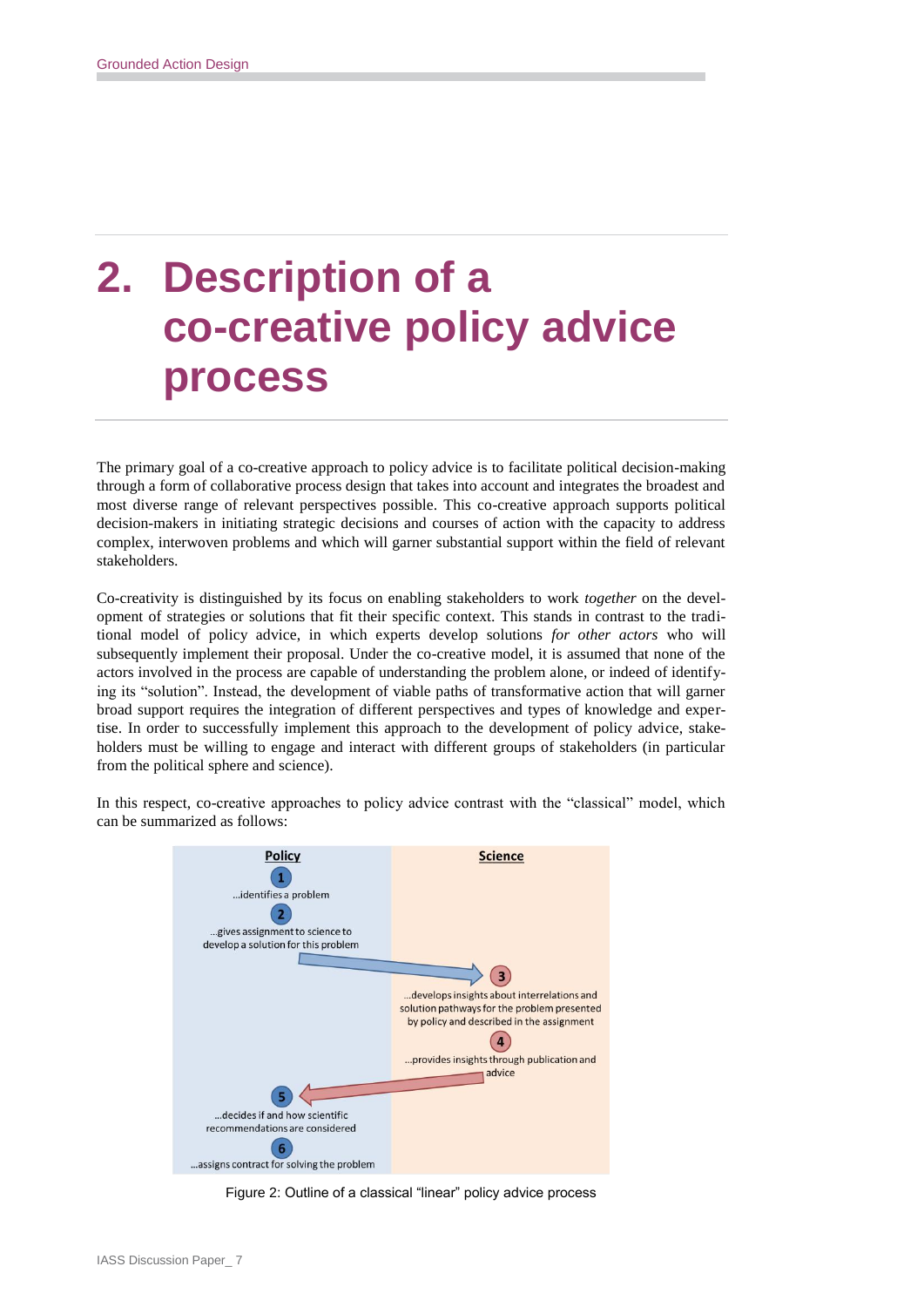# 2. Description of a co-creative policy advice process

The primary goal of a co-creative approach to policy advice is to facilitate political decision-making through a form of collaborative process design that takes into account and integrates the broadest and most diverse range of relevant perspectives possible. This co-creative approach supports political decision-makers in initiating strategic decisions and courses of action with the capacity to address complex, interwoven problems and which will garner substantial support within the field of relevant stakeholders.

Co-creativity is distinguished by its focus on enabling stakeholders to work *together* on the development of strategies or solutions that fit their specific context. This stands in contrast to the traditional model of policy advice, in which experts develop solutions *for other actors* who will subsequently implement their proposal. Under the co-creative model, it is assumed that none of the actors involved in the process are capable of understanding the problem alone, or indeed of identifying its "solution". Instead, the development of viable paths of transformative action that will garner broad support requires the integration of different perspectives and types of knowledge and expertise. In order to successfully implement this approach to the development of policy advice, stakeholders must be willing to engage and interact with different groups of stakeholders (in particular from the political sphere and science).

In this respect, co-creative approaches to policy advice contrast with the "classical" model, which can be summarized as follows:

| Policy | Science |
| --- | --- |
| 1 ...identifies a problem | |
| 2 ...gives assignment to science to develop a solution for this problem | |
| | 3 ...develops insights about interrelations and solution pathways for the problem presented by policy and described in the assignment |
| | 4 ...provides insights through publication and advice |
| 5 ...decides if and how scientific recommendations are considered | |
| 6 ...assigns contract for solving the problem | |

Figure 2: Outline of a classical "linear" policy advice process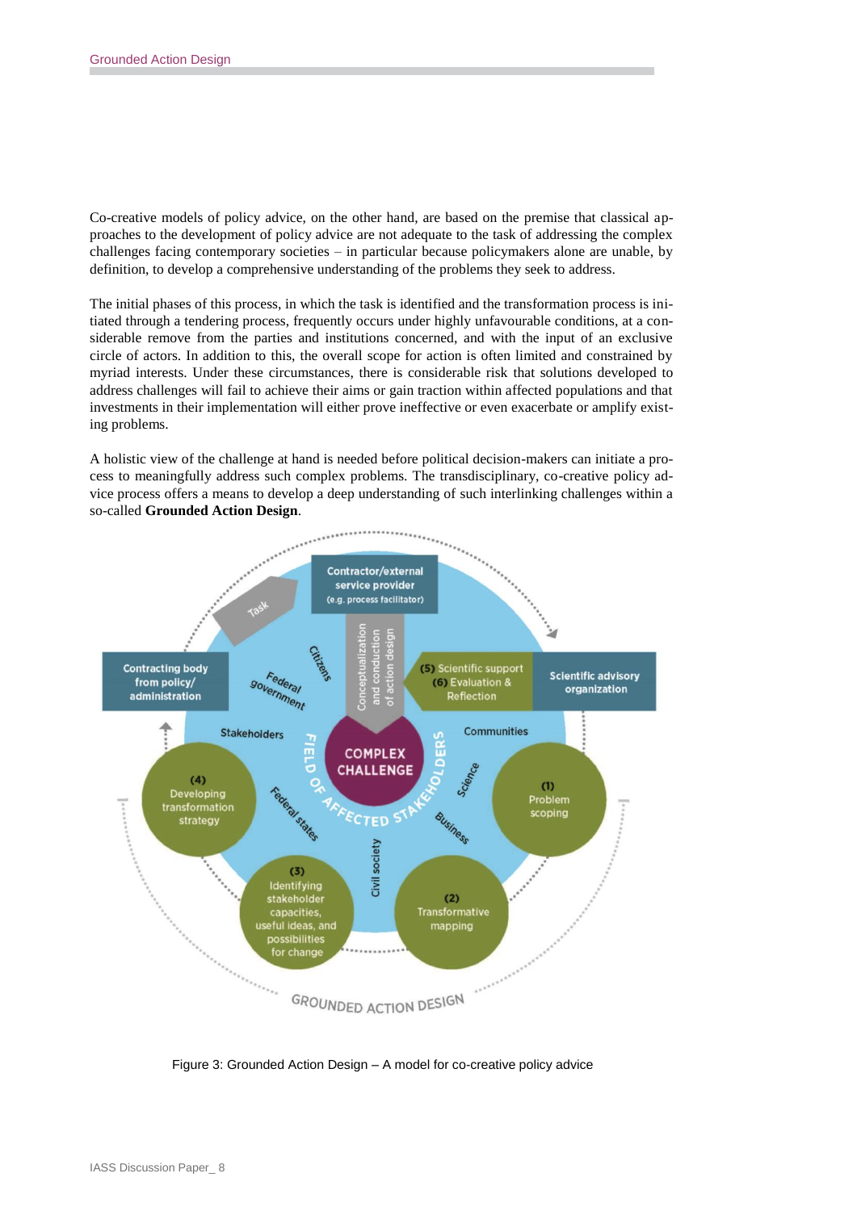Co-creative models of policy advice, on the other hand, are based on the premise that classical approaches to the development of policy advice are not adequate to the task of addressing the complex challenges facing contemporary societies – in particular because policymakers alone are unable, by definition, to develop a comprehensive understanding of the problems they seek to address.

The initial phases of this process, in which the task is identified and the transformation process is initiated through a tendering process, frequently occurs under highly unfavourable conditions, at a considerable remove from the parties and institutions concerned, and with the input of an exclusive circle of actors. In addition to this, the overall scope for action is often limited and constrained by myriad interests. Under these circumstances, there is considerable risk that solutions developed to address challenges will fail to achieve their aims or gain traction within affected populations and that investments in their implementation will either prove ineffective or even exacerbate or amplify existing problems.

A holistic view of the challenge at hand is needed before political decision-makers can initiate a process to meaningfully address such complex problems. The transdisciplinary, co-creative policy advice process offers a means to develop a deep understanding of such interlinking challenges within a so-called **Grounded Action Design**.

Figure 3: Grounded Action Design – A model for co-creative policy advice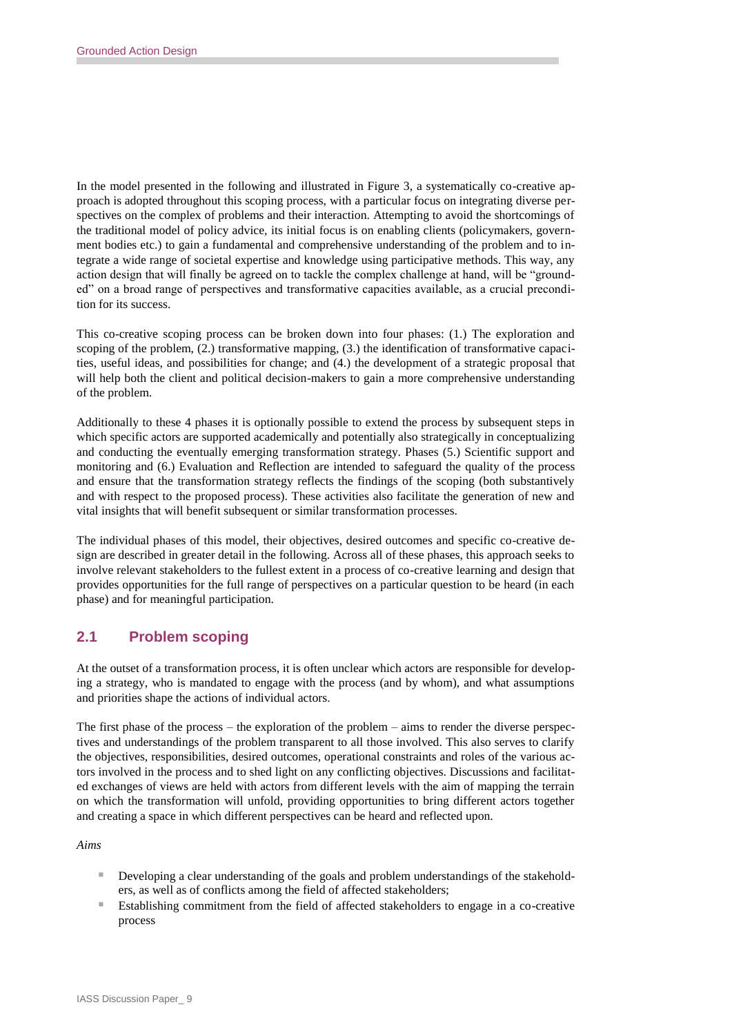In the model presented in the following and illustrated in Figure 3, a systematically co-creative approach is adopted throughout this scoping process, with a particular focus on integrating diverse perspectives on the complex of problems and their interaction. Attempting to avoid the shortcomings of the traditional model of policy advice, its initial focus is on enabling clients (policymakers, government bodies etc.) to gain a fundamental and comprehensive understanding of the problem and to integrate a wide range of societal expertise and knowledge using participative methods. This way, any action design that will finally be agreed on to tackle the complex challenge at hand, will be "grounded" on a broad range of perspectives and transformative capacities available, as a crucial precondition for its success.

This co-creative scoping process can be broken down into four phases: (1.) The exploration and scoping of the problem, (2.) transformative mapping, (3.) the identification of transformative capacities, useful ideas, and possibilities for change; and (4.) the development of a strategic proposal that will help both the client and political decision-makers to gain a more comprehensive understanding of the problem.

Additionally to these 4 phases it is optionally possible to extend the process by subsequent steps in which specific actors are supported academically and potentially also strategically in conceptualizing and conducting the eventually emerging transformation strategy. Phases (5.) Scientific support and monitoring and (6.) Evaluation and Reflection are intended to safeguard the quality of the process and ensure that the transformation strategy reflects the findings of the scoping (both substantively and with respect to the proposed process). These activities also facilitate the generation of new and vital insights that will benefit subsequent or similar transformation processes.

The individual phases of this model, their objectives, desired outcomes and specific co-creative design are described in greater detail in the following. Across all of these phases, this approach seeks to involve relevant stakeholders to the fullest extent in a process of co-creative learning and design that provides opportunities for the full range of perspectives on a particular question to be heard (in each phase) and for meaningful participation.

## 2.1 Problem scoping

At the outset of a transformation process, it is often unclear which actors are responsible for developing a strategy, who is mandated to engage with the process (and by whom), and what assumptions and priorities shape the actions of individual actors.

The first phase of the process – the exploration of the problem – aims to render the diverse perspectives and understandings of the problem transparent to all those involved. This also serves to clarify the objectives, responsibilities, desired outcomes, operational constraints and roles of the various actors involved in the process and to shed light on any conflicting objectives. Discussions and facilitated exchanges of views are held with actors from different levels with the aim of mapping the terrain on which the transformation will unfold, providing opportunities to bring different actors together and creating a space in which different perspectives can be heard and reflected upon.

*Aims*

- Developing a clear understanding of the goals and problem understandings of the stakeholders, as well as of conflicts among the field of affected stakeholders;
- Establishing commitment from the field of affected stakeholders to engage in a co-creative process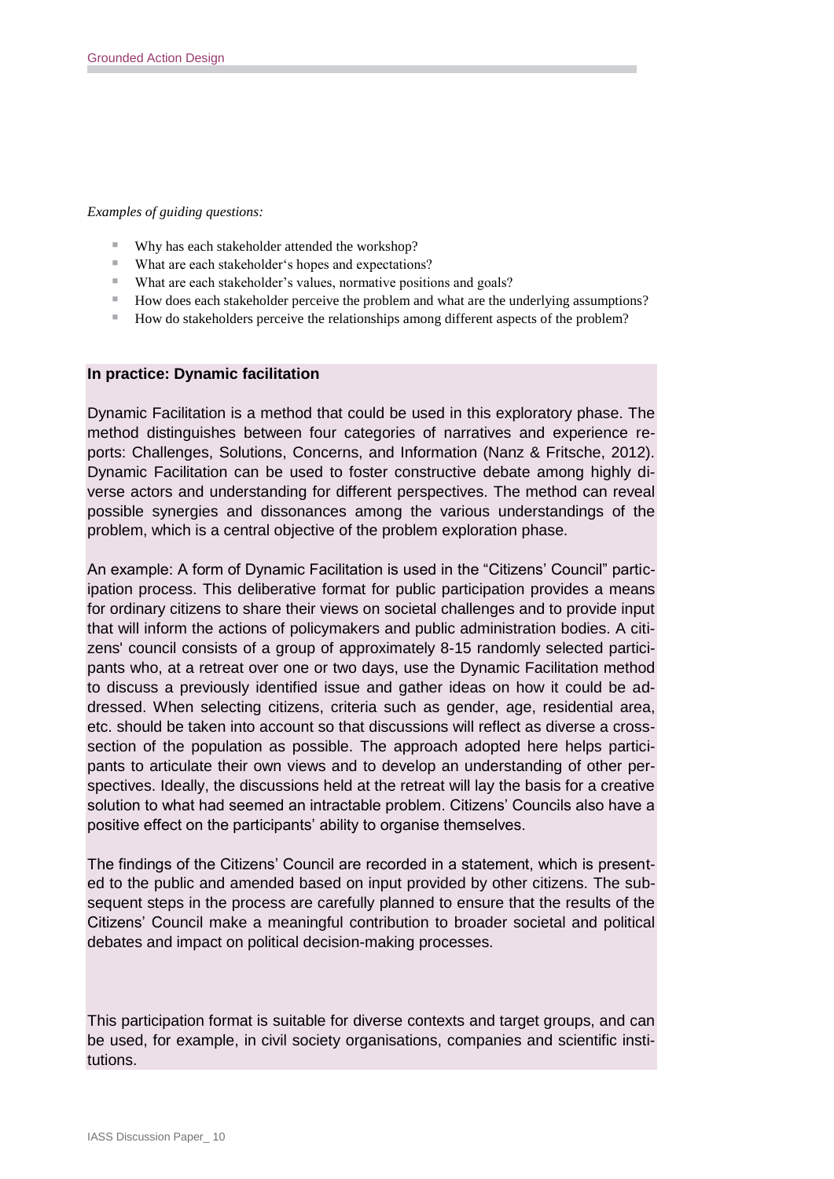*Examples of guiding questions:*

- Why has each stakeholder attended the workshop?
- What are each stakeholder's hopes and expectations?
- What are each stakeholder's values, normative positions and goals?
- How does each stakeholder perceive the problem and what are the underlying assumptions?
- How do stakeholders perceive the relationships among different aspects of the problem?

**In practice: Dynamic facilitation**

Dynamic Facilitation is a method that could be used in this exploratory phase. The method distinguishes between four categories of narratives and experience reports: Challenges, Solutions, Concerns, and Information (Nanz & Fritsche, 2012). Dynamic Facilitation can be used to foster constructive debate among highly diverse actors and understanding for different perspectives. The method can reveal possible synergies and dissonances among the various understandings of the problem, which is a central objective of the problem exploration phase.

An example: A form of Dynamic Facilitation is used in the "Citizens' Council" participation process. This deliberative format for public participation provides a means for ordinary citizens to share their views on societal challenges and to provide input that will inform the actions of policymakers and public administration bodies. A citizens' council consists of a group of approximately 8-15 randomly selected participants who, at a retreat over one or two days, use the Dynamic Facilitation method to discuss a previously identified issue and gather ideas on how it could be addressed. When selecting citizens, criteria such as gender, age, residential area, etc. should be taken into account so that discussions will reflect as diverse a cross-section of the population as possible. The approach adopted here helps participants to articulate their own views and to develop an understanding of other perspectives. Ideally, the discussions held at the retreat will lay the basis for a creative solution to what had seemed an intractable problem. Citizens' Councils also have a positive effect on the participants' ability to organise themselves.

The findings of the Citizens' Council are recorded in a statement, which is presented to the public and amended based on input provided by other citizens. The subsequent steps in the process are carefully planned to ensure that the results of the Citizens' Council make a meaningful contribution to broader societal and political debates and impact on political decision-making processes.

This participation format is suitable for diverse contexts and target groups, and can be used, for example, in civil society organisations, companies and scientific institutions.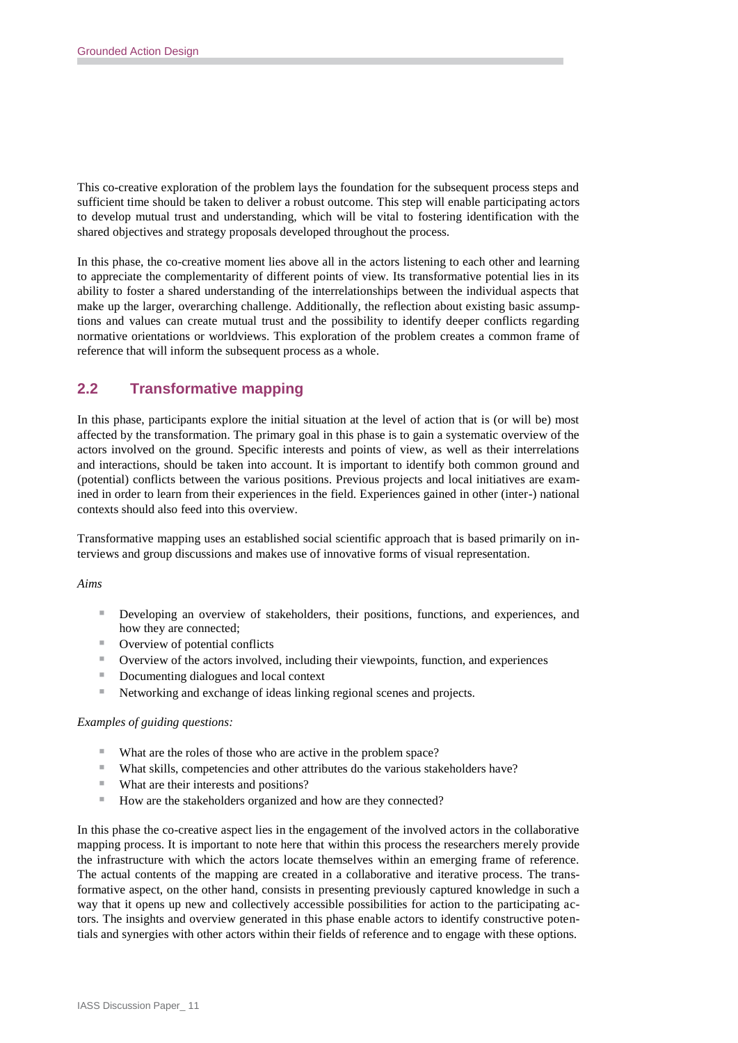This co-creative exploration of the problem lays the foundation for the subsequent process steps and sufficient time should be taken to deliver a robust outcome. This step will enable participating actors to develop mutual trust and understanding, which will be vital to fostering identification with the shared objectives and strategy proposals developed throughout the process.

In this phase, the co-creative moment lies above all in the actors listening to each other and learning to appreciate the complementarity of different points of view. Its transformative potential lies in its ability to foster a shared understanding of the interrelationships between the individual aspects that make up the larger, overarching challenge. Additionally, the reflection about existing basic assumptions and values can create mutual trust and the possibility to identify deeper conflicts regarding normative orientations or worldviews. This exploration of the problem creates a common frame of reference that will inform the subsequent process as a whole.

## 2.2 Transformative mapping

In this phase, participants explore the initial situation at the level of action that is (or will be) most affected by the transformation. The primary goal in this phase is to gain a systematic overview of the actors involved on the ground. Specific interests and points of view, as well as their interrelations and interactions, should be taken into account. It is important to identify both common ground and (potential) conflicts between the various positions. Previous projects and local initiatives are examined in order to learn from their experiences in the field. Experiences gained in other (inter-) national contexts should also feed into this overview.

Transformative mapping uses an established social scientific approach that is based primarily on interviews and group discussions and makes use of innovative forms of visual representation.

*Aims*

- Developing an overview of stakeholders, their positions, functions, and experiences, and how they are connected;
- Overview of potential conflicts
- Overview of the actors involved, including their viewpoints, function, and experiences
- Documenting dialogues and local context
- Networking and exchange of ideas linking regional scenes and projects.

*Examples of guiding questions:*

- What are the roles of those who are active in the problem space?
- What skills, competencies and other attributes do the various stakeholders have?
- What are their interests and positions?
- How are the stakeholders organized and how are they connected?

In this phase the co-creative aspect lies in the engagement of the involved actors in the collaborative mapping process. It is important to note here that within this process the researchers merely provide the infrastructure with which the actors locate themselves within an emerging frame of reference. The actual contents of the mapping are created in a collaborative and iterative process. The transformative aspect, on the other hand, consists in presenting previously captured knowledge in such a way that it opens up new and collectively accessible possibilities for action to the participating actors. The insights and overview generated in this phase enable actors to identify constructive potentials and synergies with other actors within their fields of reference and to engage with these options.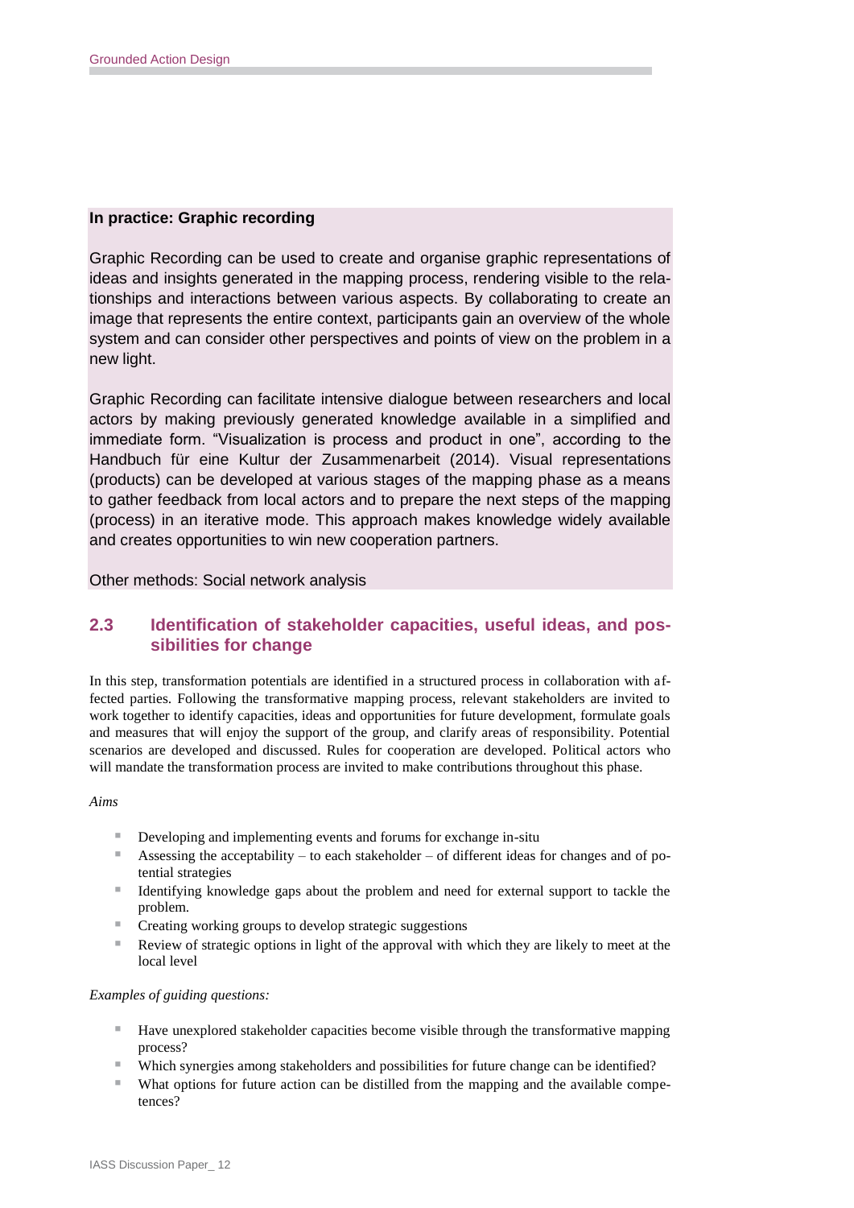**In practice: Graphic recording**

Graphic Recording can be used to create and organise graphic representations of ideas and insights generated in the mapping process, rendering visible to the relationships and interactions between various aspects. By collaborating to create an image that represents the entire context, participants gain an overview of the whole system and can consider other perspectives and points of view on the problem in a new light.

Graphic Recording can facilitate intensive dialogue between researchers and local actors by making previously generated knowledge available in a simplified and immediate form. "Visualization is process and product in one", according to the Handbuch für eine Kultur der Zusammenarbeit (2014). Visual representations (products) can be developed at various stages of the mapping phase as a means to gather feedback from local actors and to prepare the next steps of the mapping (process) in an iterative mode. This approach makes knowledge widely available and creates opportunities to win new cooperation partners.

Other methods: Social network analysis

## 2.3 Identification of stakeholder capacities, useful ideas, and possibilities for change

In this step, transformation potentials are identified in a structured process in collaboration with affected parties. Following the transformative mapping process, relevant stakeholders are invited to work together to identify capacities, ideas and opportunities for future development, formulate goals and measures that will enjoy the support of the group, and clarify areas of responsibility. Potential scenarios are developed and discussed. Rules for cooperation are developed. Political actors who will mandate the transformation process are invited to make contributions throughout this phase.

*Aims*

- Developing and implementing events and forums for exchange in-situ
- Assessing the acceptability – to each stakeholder – of different ideas for changes and of potential strategies
- Identifying knowledge gaps about the problem and need for external support to tackle the problem.
- Creating working groups to develop strategic suggestions
- Review of strategic options in light of the approval with which they are likely to meet at the local level

*Examples of guiding questions:*

- Have unexplored stakeholder capacities become visible through the transformative mapping process?
- Which synergies among stakeholders and possibilities for future change can be identified?
- What options for future action can be distilled from the mapping and the available competences?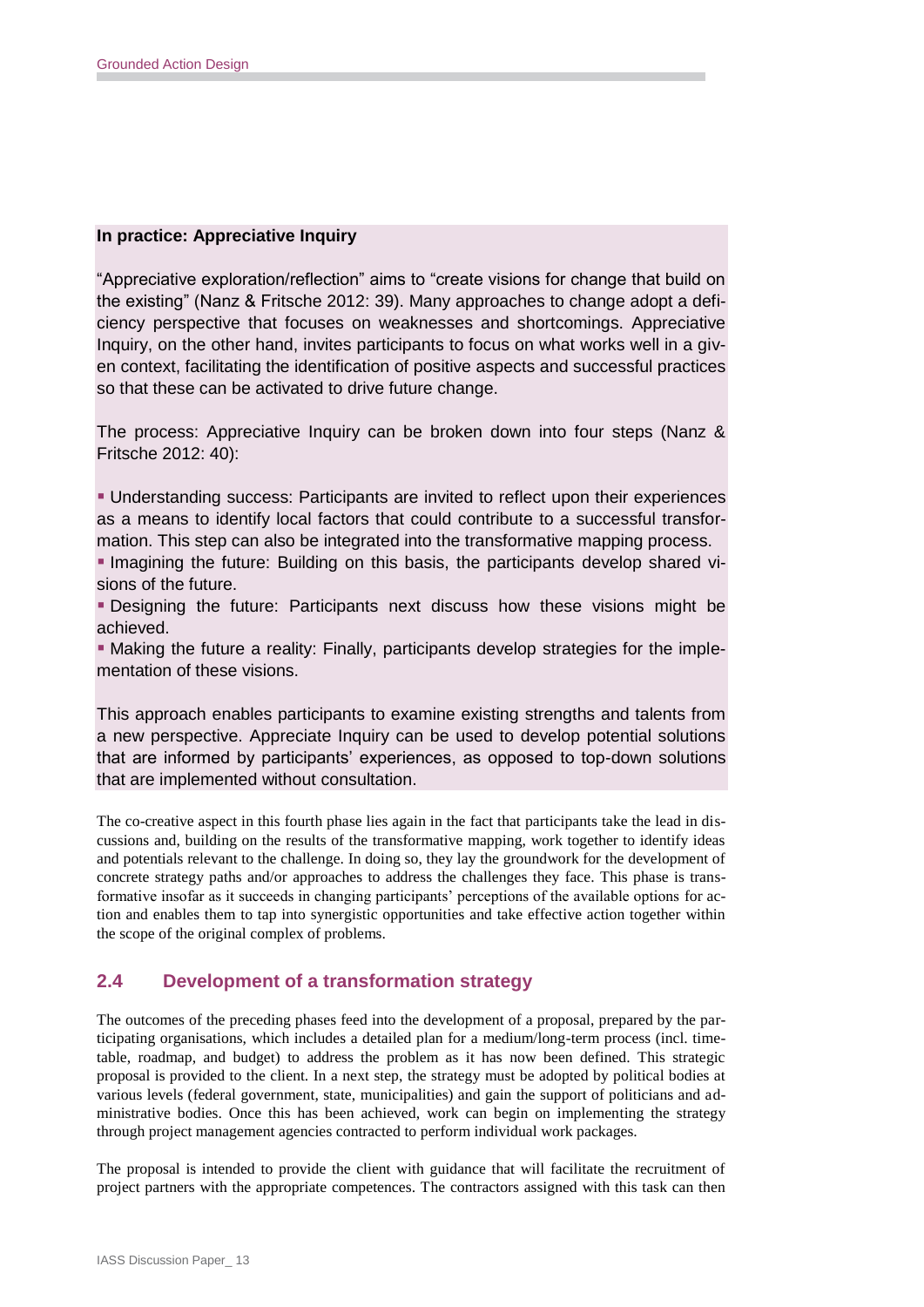**In practice: Appreciative Inquiry**

"Appreciative exploration/reflection" aims to "create visions for change that build on the existing" (Nanz & Fritsche 2012: 39). Many approaches to change adopt a deficiency perspective that focuses on weaknesses and shortcomings. Appreciative Inquiry, on the other hand, invites participants to focus on what works well in a given context, facilitating the identification of positive aspects and successful practices so that these can be activated to drive future change.

The process: Appreciative Inquiry can be broken down into four steps (Nanz & Fritsche 2012: 40):

- Understanding success: Participants are invited to reflect upon their experiences as a means to identify local factors that could contribute to a successful transformation. This step can also be integrated into the transformative mapping process.
- Imagining the future: Building on this basis, the participants develop shared visions of the future.
- Designing the future: Participants next discuss how these visions might be achieved.
- Making the future a reality: Finally, participants develop strategies for the implementation of these visions.

This approach enables participants to examine existing strengths and talents from a new perspective. Appreciate Inquiry can be used to develop potential solutions that are informed by participants' experiences, as opposed to top-down solutions that are implemented without consultation.

The co-creative aspect in this fourth phase lies again in the fact that participants take the lead in discussions and, building on the results of the transformative mapping, work together to identify ideas and potentials relevant to the challenge. In doing so, they lay the groundwork for the development of concrete strategy paths and/or approaches to address the challenges they face. This phase is transformative insofar as it succeeds in changing participants' perceptions of the available options for action and enables them to tap into synergistic opportunities and take effective action together within the scope of the original complex of problems.

## 2.4 Development of a transformation strategy

The outcomes of the preceding phases feed into the development of a proposal, prepared by the participating organisations, which includes a detailed plan for a medium/long-term process (incl. timetable, roadmap, and budget) to address the problem as it has now been defined. This strategic proposal is provided to the client. In a next step, the strategy must be adopted by political bodies at various levels (federal government, state, municipalities) and gain the support of politicians and administrative bodies. Once this has been achieved, work can begin on implementing the strategy through project management agencies contracted to perform individual work packages.

The proposal is intended to provide the client with guidance that will facilitate the recruitment of project partners with the appropriate competences. The contractors assigned with this task can then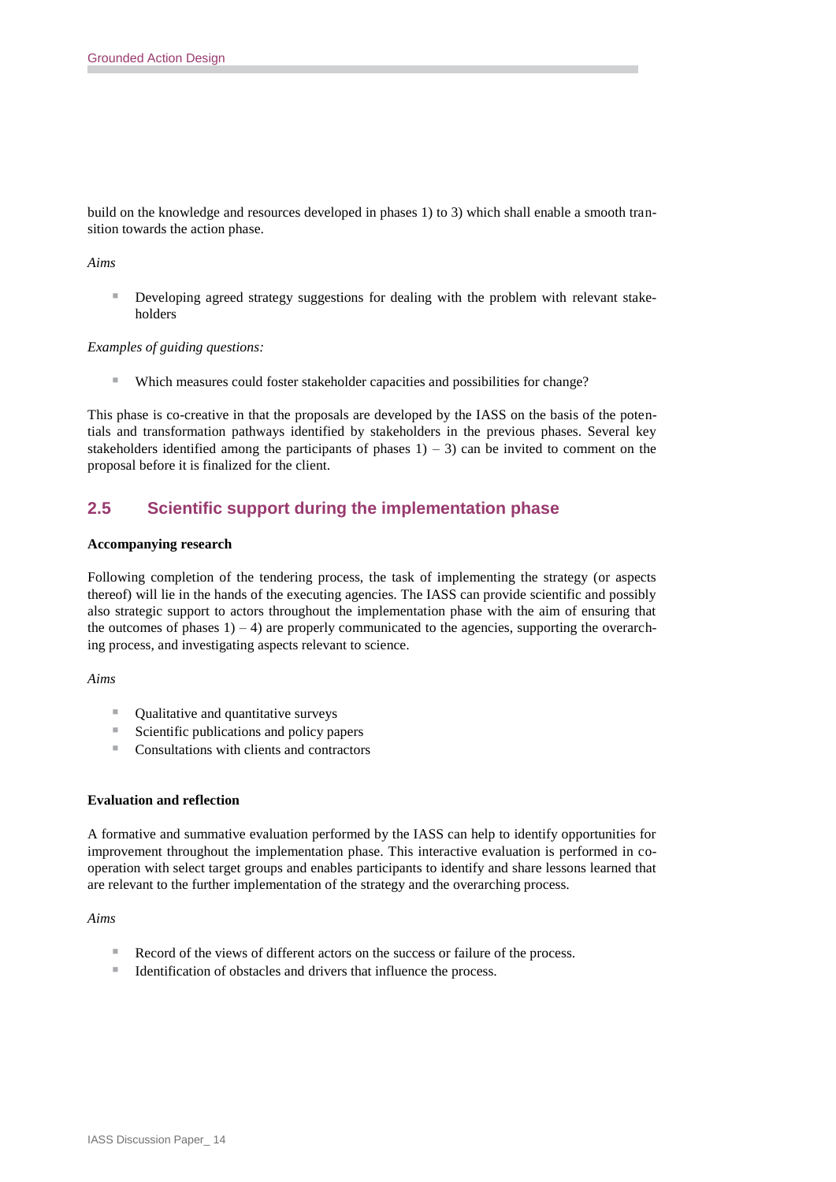build on the knowledge and resources developed in phases 1) to 3) which shall enable a smooth transition towards the action phase.

*Aims*

- Developing agreed strategy suggestions for dealing with the problem with relevant stakeholders

*Examples of guiding questions:*

- Which measures could foster stakeholder capacities and possibilities for change?

This phase is co-creative in that the proposals are developed by the IASS on the basis of the potentials and transformation pathways identified by stakeholders in the previous phases. Several key stakeholders identified among the participants of phases 1) – 3) can be invited to comment on the proposal before it is finalized for the client.

## 2.5 Scientific support during the implementation phase

**Accompanying research**

Following completion of the tendering process, the task of implementing the strategy (or aspects thereof) will lie in the hands of the executing agencies. The IASS can provide scientific and possibly also strategic support to actors throughout the implementation phase with the aim of ensuring that the outcomes of phases 1) – 4) are properly communicated to the agencies, supporting the overarching process, and investigating aspects relevant to science.

*Aims*

- Qualitative and quantitative surveys
- Scientific publications and policy papers
- Consultations with clients and contractors

**Evaluation and reflection**

A formative and summative evaluation performed by the IASS can help to identify opportunities for improvement throughout the implementation phase. This interactive evaluation is performed in cooperation with select target groups and enables participants to identify and share lessons learned that are relevant to the further implementation of the strategy and the overarching process.

*Aims*

- Record of the views of different actors on the success or failure of the process.
- Identification of obstacles and drivers that influence the process.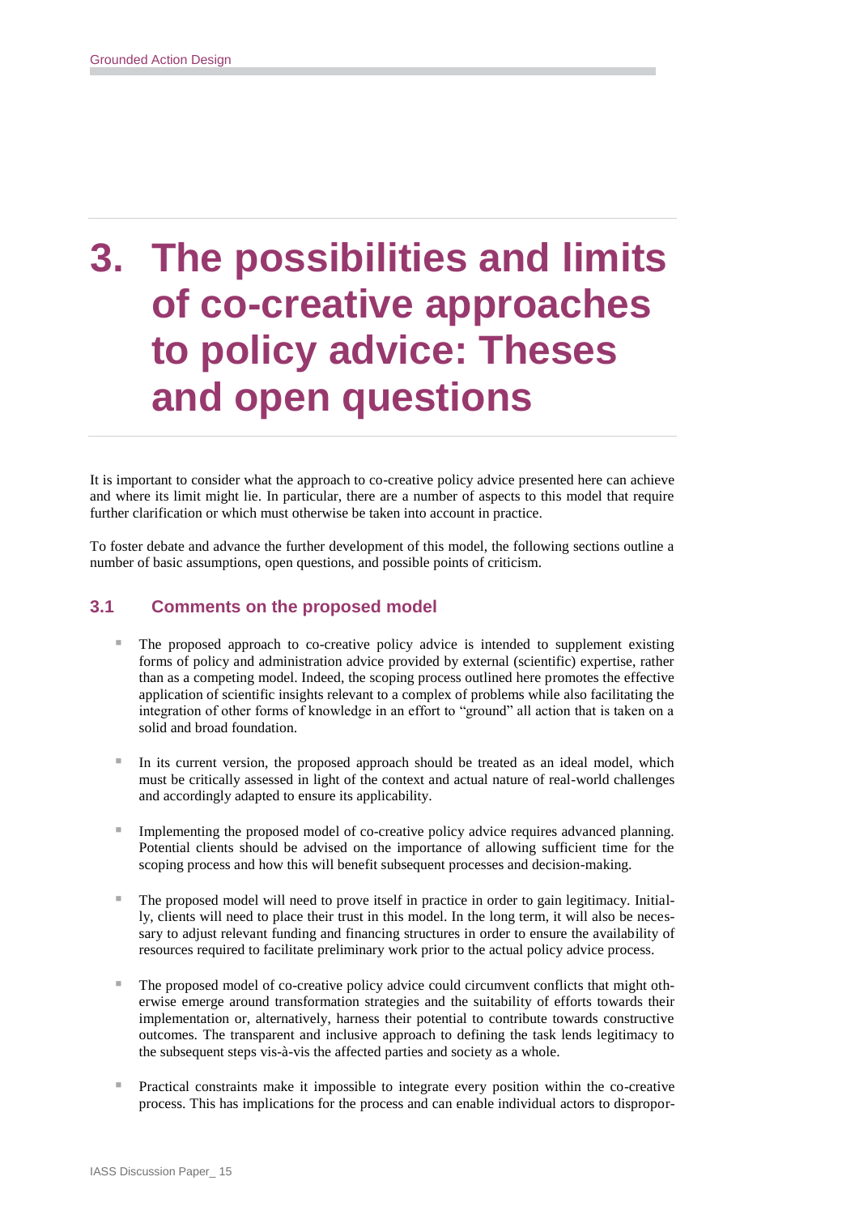# 3. The possibilities and limits of co-creative approaches to policy advice: Theses and open questions

It is important to consider what the approach to co-creative policy advice presented here can achieve and where its limit might lie. In particular, there are a number of aspects to this model that require further clarification or which must otherwise be taken into account in practice.

To foster debate and advance the further development of this model, the following sections outline a number of basic assumptions, open questions, and possible points of criticism.

## 3.1 Comments on the proposed model

- The proposed approach to co-creative policy advice is intended to supplement existing forms of policy and administration advice provided by external (scientific) expertise, rather than as a competing model. Indeed, the scoping process outlined here promotes the effective application of scientific insights relevant to a complex of problems while also facilitating the integration of other forms of knowledge in an effort to "ground" all action that is taken on a solid and broad foundation.

- In its current version, the proposed approach should be treated as an ideal model, which must be critically assessed in light of the context and actual nature of real-world challenges and accordingly adapted to ensure its applicability.

- Implementing the proposed model of co-creative policy advice requires advanced planning. Potential clients should be advised on the importance of allowing sufficient time for the scoping process and how this will benefit subsequent processes and decision-making.

- The proposed model will need to prove itself in practice in order to gain legitimacy. Initially, clients will need to place their trust in this model. In the long term, it will also be necessary to adjust relevant funding and financing structures in order to ensure the availability of resources required to facilitate preliminary work prior to the actual policy advice process.

- The proposed model of co-creative policy advice could circumvent conflicts that might otherwise emerge around transformation strategies and the suitability of efforts towards their implementation or, alternatively, harness their potential to contribute towards constructive outcomes. The transparent and inclusive approach to defining the task lends legitimacy to the subsequent steps vis-à-vis the affected parties and society as a whole.

- Practical constraints make it impossible to integrate every position within the co-creative process. This has implications for the process and can enable individual actors to dispropor-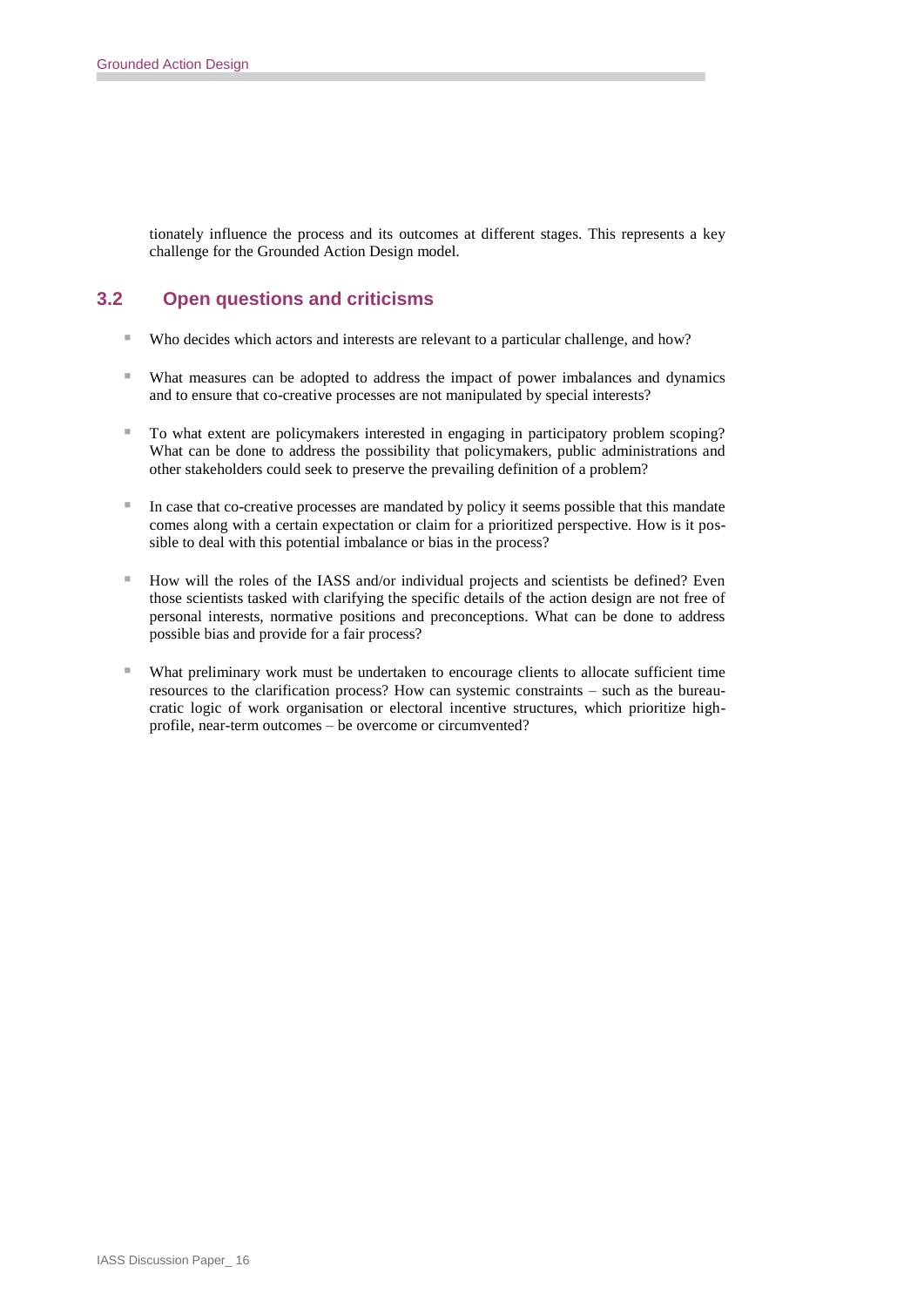tionately influence the process and its outcomes at different stages. This represents a key challenge for the Grounded Action Design model.

## 3.2 Open questions and criticisms

- Who decides which actors and interests are relevant to a particular challenge, and how?
- What measures can be adopted to address the impact of power imbalances and dynamics and to ensure that co-creative processes are not manipulated by special interests?
- To what extent are policymakers interested in engaging in participatory problem scoping? What can be done to address the possibility that policymakers, public administrations and other stakeholders could seek to preserve the prevailing definition of a problem?
- In case that co-creative processes are mandated by policy it seems possible that this mandate comes along with a certain expectation or claim for a prioritized perspective. How is it possible to deal with this potential imbalance or bias in the process?
- How will the roles of the IASS and/or individual projects and scientists be defined? Even those scientists tasked with clarifying the specific details of the action design are not free of personal interests, normative positions and preconceptions. What can be done to address possible bias and provide for a fair process?
- What preliminary work must be undertaken to encourage clients to allocate sufficient time resources to the clarification process? How can systemic constraints – such as the bureaucratic logic of work organisation or electoral incentive structures, which prioritize high-profile, near-term outcomes – be overcome or circumvented?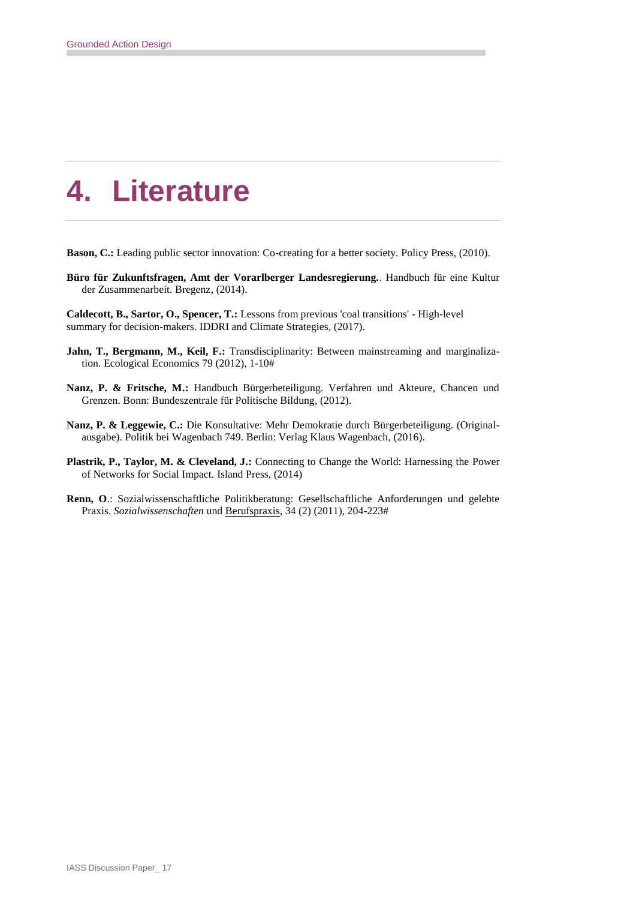# 4. Literature

**Bason, C.:** Leading public sector innovation: Co-creating for a better society. Policy Press, (2010).

**Büro für Zukunftsfragen, Amt der Vorarlberger Landesregierung.**. Handbuch für eine Kultur der Zusammenarbeit. Bregenz, (2014).

**Caldecott, B., Sartor, O., Spencer, T.:** Lessons from previous 'coal transitions' - High-level summary for decision-makers. IDDRI and Climate Strategies, (2017).

**Jahn, T., Bergmann, M., Keil, F.:** Transdisciplinarity: Between mainstreaming and marginalization. Ecological Economics 79 (2012), 1-10#

**Nanz, P. & Fritsche, M.:** Handbuch Bürgerbeteiligung. Verfahren und Akteure, Chancen und Grenzen. Bonn: Bundeszentrale für Politische Bildung, (2012).

**Nanz, P. & Leggewie, C.:** Die Konsultative: Mehr Demokratie durch Bürgerbeteiligung. (Originalausgabe). Politik bei Wagenbach 749. Berlin: Verlag Klaus Wagenbach, (2016).

**Plastrik, P., Taylor, M. & Cleveland, J.:** Connecting to Change the World: Harnessing the Power of Networks for Social Impact. Island Press, (2014)

**Renn, O**.: Sozialwissenschaftliche Politikberatung: Gesellschaftliche Anforderungen und gelebte Praxis. *Sozialwissenschaften* und Berufspraxis, 34 (2) (2011), 204-223#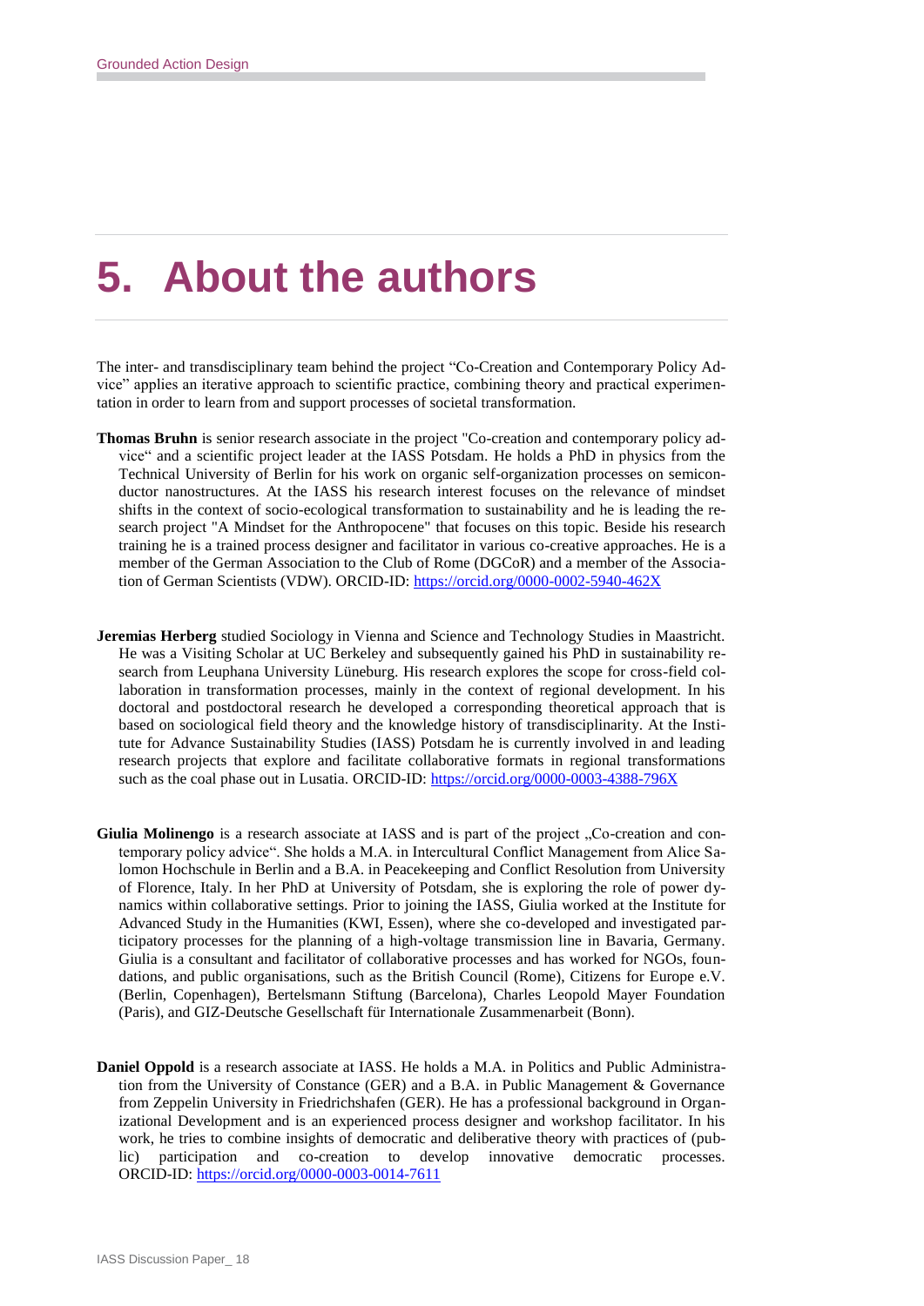# 5. About the authors

The inter- and transdisciplinary team behind the project "Co-Creation and Contemporary Policy Advice" applies an iterative approach to scientific practice, combining theory and practical experimentation in order to learn from and support processes of societal transformation.

**Thomas Bruhn** is senior research associate in the project "Co-creation and contemporary policy advice" and a scientific project leader at the IASS Potsdam. He holds a PhD in physics from the Technical University of Berlin for his work on organic self-organization processes on semiconductor nanostructures. At the IASS his research interest focuses on the relevance of mindset shifts in the context of socio-ecological transformation to sustainability and he is leading the research project "A Mindset for the Anthropocene" that focuses on this topic. Beside his research training he is a trained process designer and facilitator in various co-creative approaches. He is a member of the German Association to the Club of Rome (DGCoR) and a member of the Association of German Scientists (VDW). ORCID-ID: https://orcid.org/0000-0002-5940-462X

**Jeremias Herberg** studied Sociology in Vienna and Science and Technology Studies in Maastricht. He was a Visiting Scholar at UC Berkeley and subsequently gained his PhD in sustainability research from Leuphana University Lüneburg. His research explores the scope for cross-field collaboration in transformation processes, mainly in the context of regional development. In his doctoral and postdoctoral research he developed a corresponding theoretical approach that is based on sociological field theory and the knowledge history of transdisciplinarity. At the Institute for Advance Sustainability Studies (IASS) Potsdam he is currently involved in and leading research projects that explore and facilitate collaborative formats in regional transformations such as the coal phase out in Lusatia. ORCID-ID: https://orcid.org/0000-0003-4388-796X

**Giulia Molinengo** is a research associate at IASS and is part of the project „Co-creation and contemporary policy advice". She holds a M.A. in Intercultural Conflict Management from Alice Salomon Hochschule in Berlin and a B.A. in Peacekeeping and Conflict Resolution from University of Florence, Italy. In her PhD at University of Potsdam, she is exploring the role of power dynamics within collaborative settings. Prior to joining the IASS, Giulia worked at the Institute for Advanced Study in the Humanities (KWI, Essen), where she co-developed and investigated participatory processes for the planning of a high-voltage transmission line in Bavaria, Germany. Giulia is a consultant and facilitator of collaborative processes and has worked for NGOs, foundations, and public organisations, such as the British Council (Rome), Citizens for Europe e.V. (Berlin, Copenhagen), Bertelsmann Stiftung (Barcelona), Charles Leopold Mayer Foundation (Paris), and GIZ-Deutsche Gesellschaft für Internationale Zusammenarbeit (Bonn).

**Daniel Oppold** is a research associate at IASS. He holds a M.A. in Politics and Public Administration from the University of Constance (GER) and a B.A. in Public Management & Governance from Zeppelin University in Friedrichshafen (GER). He has a professional background in Organizational Development and is an experienced process designer and workshop facilitator. In his work, he tries to combine insights of democratic and deliberative theory with practices of (public) participation and co-creation to develop innovative democratic processes. ORCID-ID: https://orcid.org/0000-0003-0014-7611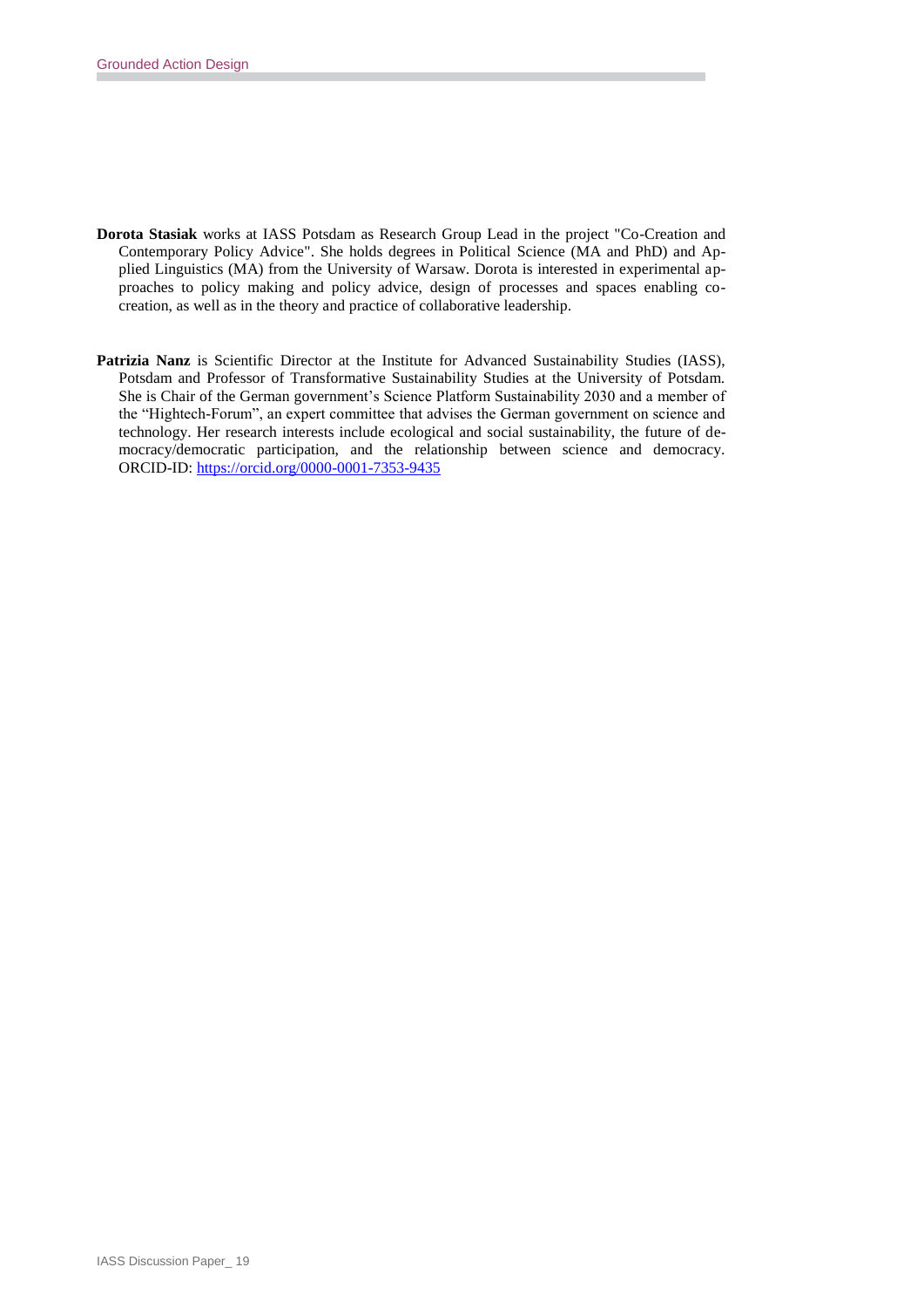**Dorota Stasiak** works at IASS Potsdam as Research Group Lead in the project "Co-Creation and Contemporary Policy Advice". She holds degrees in Political Science (MA and PhD) and Applied Linguistics (MA) from the University of Warsaw. Dorota is interested in experimental approaches to policy making and policy advice, design of processes and spaces enabling co-creation, as well as in the theory and practice of collaborative leadership.

**Patrizia Nanz** is Scientific Director at the Institute for Advanced Sustainability Studies (IASS), Potsdam and Professor of Transformative Sustainability Studies at the University of Potsdam. She is Chair of the German government's Science Platform Sustainability 2030 and a member of the "Hightech-Forum", an expert committee that advises the German government on science and technology. Her research interests include ecological and social sustainability, the future of democracy/democratic participation, and the relationship between science and democracy. ORCID-ID: https://orcid.org/0000-0001-7353-9435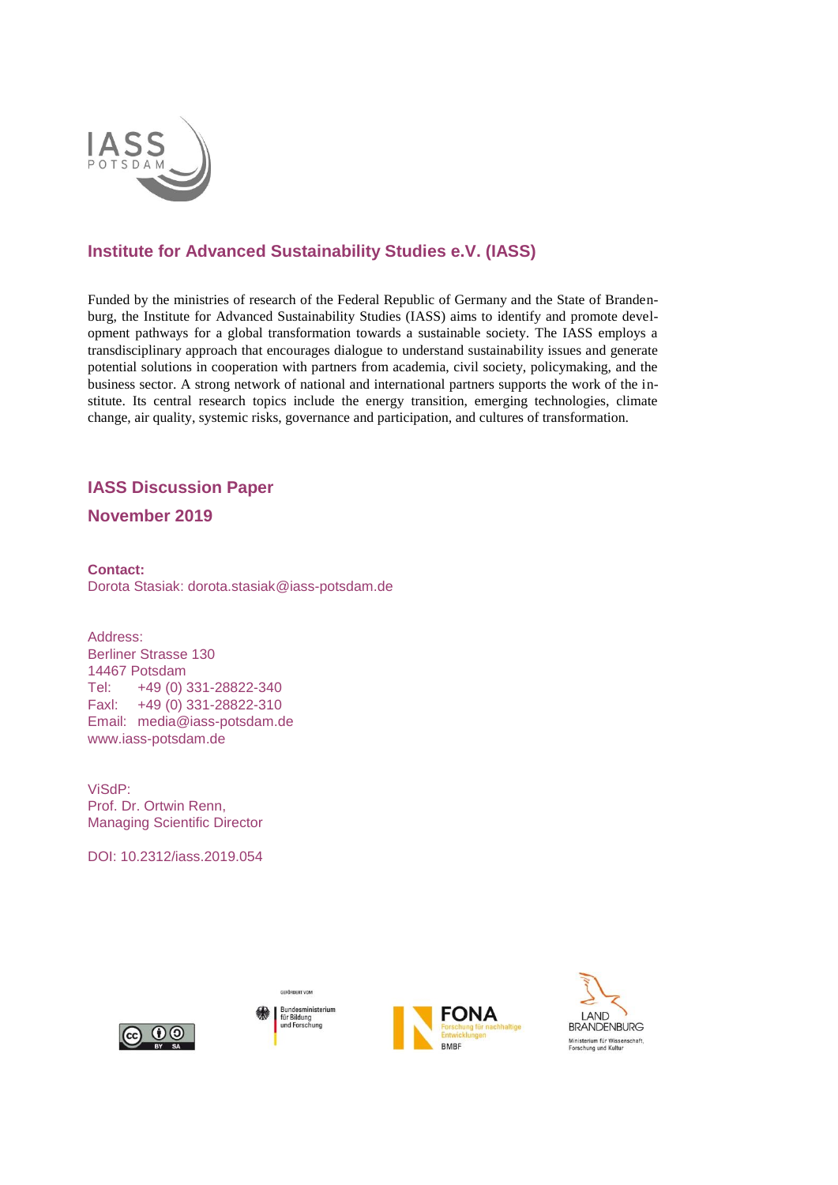IASS POTSDAM

## Institute for Advanced Sustainability Studies e.V. (IASS)

Funded by the ministries of research of the Federal Republic of Germany and the State of Brandenburg, the Institute for Advanced Sustainability Studies (IASS) aims to identify and promote development pathways for a global transformation towards a sustainable society. The IASS employs a transdisciplinary approach that encourages dialogue to understand sustainability issues and generate potential solutions in cooperation with partners from academia, civil society, policymaking, and the business sector. A strong network of national and international partners supports the work of the institute. Its central research topics include the energy transition, emerging technologies, climate change, air quality, systemic risks, governance and participation, and cultures of transformation.

## IASS Discussion Paper

## November 2019

**Contact:**
Dorota Stasiak: dorota.stasiak@iass-potsdam.de

Address:
Berliner Strasse 130
14467 Potsdam
Tel: +49 (0) 331-28822-340
Faxl: +49 (0) 331-28822-310
Email: media@iass-potsdam.de
www.iass-potsdam.de

ViSdP:
Prof. Dr. Ortwin Renn,
Managing Scientific Director

DOI: 10.2312/iass.2019.054

GEFÖRDERT VOM Bundesministerium für Bildung und Forschung

FONA Forschung für nachhaltige Entwicklungen BMBF

LAND BRANDENBURG Ministerium für Wissenschaft, Forschung und Kultur